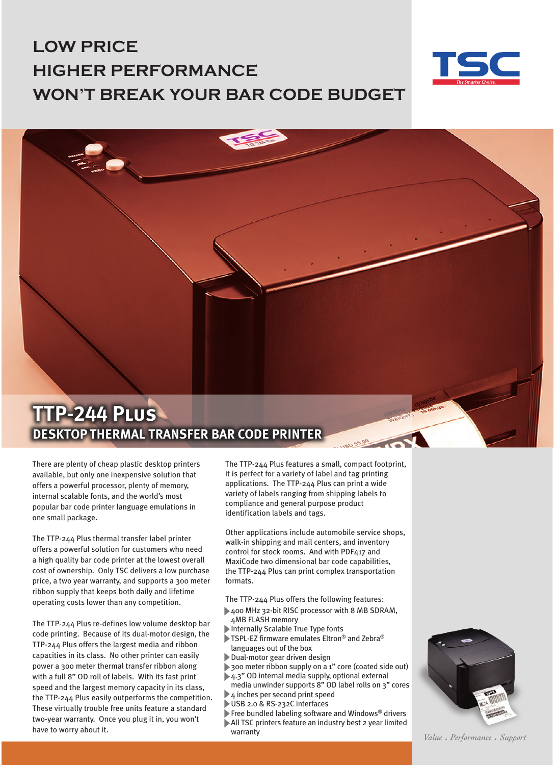# LOW PRICE
# HIGHER PERFORMANCE
# WON'T BREAK YOUR BAR CODE BUDGET

TSC
*The Smarter Choice.*

## TTP-244 Plus
## DESKTOP THERMAL TRANSFER BAR CODE PRINTER

There are plenty of cheap plastic desktop printers available, but only one inexpensive solution that offers a powerful processor, plenty of memory, internal scalable fonts, and the world's most popular bar code printer language emulations in one small package.

The TTP-244 Plus thermal transfer label printer offers a powerful solution for customers who need a high quality bar code printer at the lowest overall cost of ownership. Only TSC delivers a low purchase price, a two year warranty, and supports a 300 meter ribbon supply that keeps both daily and lifetime operating costs lower than any competition.

The TTP-244 Plus re-defines low volume desktop bar code printing. Because of its dual-motor design, the TTP-244 Plus offers the largest media and ribbon capacities in its class. No other printer can easily power a 300 meter thermal transfer ribbon along with a full 8" OD roll of labels. With its fast print speed and the largest memory capacity in its class, the TTP-244 Plus easily outperforms the competition. These virtually trouble free units feature a standard two-year warranty. Once you plug it in, you won't have to worry about it.

The TTP-244 Plus features a small, compact footprint, it is perfect for a variety of label and tag printing applications. The TTP-244 Plus can print a wide variety of labels ranging from shipping labels to compliance and general purpose product identification labels and tags.

Other applications include automobile service shops, walk-in shipping and mail centers, and inventory control for stock rooms. And with PDF417 and MaxiCode two dimensional bar code capabilities, the TTP-244 Plus can print complex transportation formats.

The TTP-244 Plus offers the following features:

- 400 MHz 32-bit RISC processor with 8 MB SDRAM, 4MB FLASH memory
- Internally Scalable True Type fonts
- TSPL-EZ firmware emulates Eltron® and Zebra® languages out of the box
- Dual-motor gear driven design
- 300 meter ribbon supply on a 1" core (coated side out)
- 4.3" OD internal media supply, optional external media unwinder supports 8" OD label rolls on 3" cores
- 4 inches per second print speed
- USB 2.0 & RS-232C interfaces
- Free bundled labeling software and Windows® drivers
- All TSC printers feature an industry best 2 year limited warranty

*Value . Performance . Support*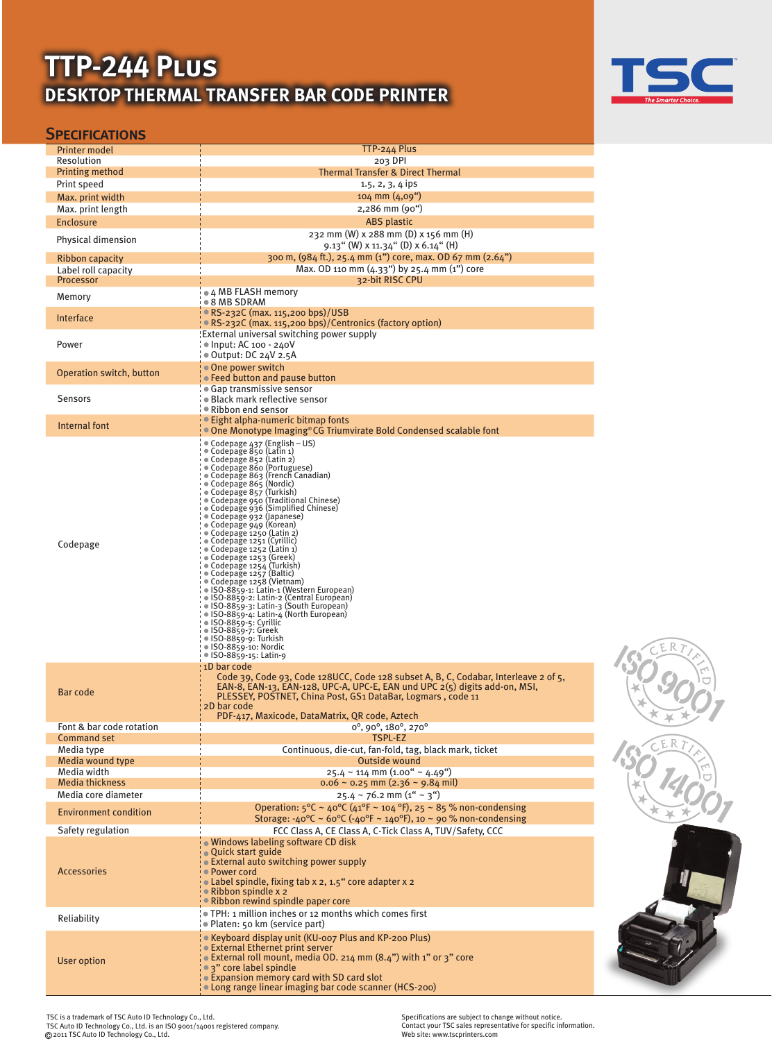# TTP-244 Plus

## DESKTOP THERMAL TRANSFER BAR CODE PRINTER

TSC The Smarter Choice.

## Specifications

| | |
|---|---|
| Printer model | TTP-244 Plus |
| Resolution | 203 DPI |
| Printing method | Thermal Transfer & Direct Thermal |
| Print speed | 1.5, 2, 3, 4 ips |
| Max. print width | 104 mm (4,09") |
| Max. print length | 2,286 mm (90") |
| Enclosure | ABS plastic |
| Physical dimension | 232 mm (W) x 288 mm (D) x 156 mm (H)<br>9.13" (W) x 11.34" (D) x 6.14" (H) |
| Ribbon capacity | 300 m, (984 ft.), 25.4 mm (1") core, max. OD 67 mm (2.64") |
| Label roll capacity | Max. OD 110 mm (4.33") by 25.4 mm (1") core |
| Processor | 32-bit RISC CPU |
| Memory | • 4 MB FLASH memory<br>• 8 MB SDRAM |
| Interface | • RS-232C (max. 115,200 bps)/USB<br>• RS-232C (max. 115,200 bps)/Centronics (factory option) |
| Power | External universal switching power supply<br>• Input: AC 100 - 240V<br>• Output: DC 24V 2.5A |
| Operation switch, button | • One power switch<br>• Feed button and pause button |
| Sensors | • Gap transmissive sensor<br>• Black mark reflective sensor<br>• Ribbon end sensor |
| Internal font | • Eight alpha-numeric bitmap fonts<br>• One Monotype Imaging® CG Triumvirate Bold Condensed scalable font |
| Codepage | • Codepage 437 (English – US)<br>• Codepage 850 (Latin 1)<br>• Codepage 852 (Latin 2)<br>• Codepage 860 (Portuguese)<br>• Codepage 863 (French Canadian)<br>• Codepage 865 (Nordic)<br>• Codepage 857 (Turkish)<br>• Codepage 950 (Traditional Chinese)<br>• Codepage 936 (Simplified Chinese)<br>• Codepage 932 (Japanese)<br>• Codepage 949 (Korean)<br>• Codepage 1250 (Latin 2)<br>• Codepage 1251 (Cyrillic)<br>• Codepage 1252 (Latin 1)<br>• Codepage 1253 (Greek)<br>• Codepage 1254 (Turkish)<br>• Codepage 1257 (Baltic)<br>• Codepage 1258 (Vietnam)<br>• ISO-8859-1: Latin-1 (Western European)<br>• ISO-8859-2: Latin-2 (Central European)<br>• ISO-8859-3: Latin-3 (South European)<br>• ISO-8859-4: Latin-4 (North European)<br>• ISO-8859-5: Cyrillic<br>• ISO-8859-7: Greek<br>• ISO-8859-9: Turkish<br>• ISO-8859-10: Nordic<br>• ISO-8859-15: Latin-9 |
| Bar code | 1D bar code<br>Code 39, Code 93, Code 128UCC, Code 128 subset A, B, C, Codabar, Interleave 2 of 5, EAN-8, EAN-13, EAN-128, UPC-A, UPC-E, EAN und UPC 2(5) digits add-on, MSI, PLESSEY, POSTNET, China Post, GS1 DataBar, Logmars , code 11<br>2D bar code<br>PDF-417, Maxicode, DataMatrix, QR code, Aztech |
| Font & bar code rotation | 0°, 90°, 180°, 270° |
| Command set | TSPL-EZ |
| Media type | Continuous, die-cut, fan-fold, tag, black mark, ticket |
| Media wound type | Outside wound |
| Media width | 25.4 ~ 114 mm (1.00" ~ 4.49") |
| Media thickness | 0.06 ~ 0.25 mm (2.36 ~ 9.84 mil) |
| Media core diameter | 25.4 ~ 76.2 mm (1" ~ 3") |
| Environment condition | Operation: 5°C ~ 40°C (41°F ~ 104 °F), 25 ~ 85 % non-condensing<br>Storage: -40°C ~ 60°C (-40°F ~ 140°F), 10 ~ 90 % non-condensing |
| Safety regulation | FCC Class A, CE Class A, C-Tick Class A, TUV/Safety, CCC |
| Accessories | • Windows labeling software CD disk<br>• Quick start guide<br>• External auto switching power supply<br>• Power cord<br>• Label spindle, fixing tab x 2, 1.5" core adapter x 2<br>• Ribbon spindle x 2<br>• Ribbon rewind spindle paper core |
| Reliability | • TPH: 1 million inches or 12 months which comes first<br>• Platen: 50 km (service part) |
| User option | • Keyboard display unit (KU-007 Plus and KP-200 Plus)<br>• External Ethernet print server<br>• External roll mount, media OD. 214 mm (8.4") with 1" or 3" core<br>• 3" core label spindle<br>• Expansion memory card with SD card slot<br>• Long range linear imaging bar code scanner (HCS-200) |

ISO 9001 CERTIFIED

ISO 14001 CERTIFIED

TSC is a trademark of TSC Auto ID Technology Co., Ltd.
TSC Auto ID Technology Co., Ltd. is an ISO 9001/14001 registered company.
©2011 TSC Auto ID Technology Co., Ltd.

Specifications are subject to change without notice.
Contact your TSC sales representative for specific information.
Web site: www.tscprinters.com